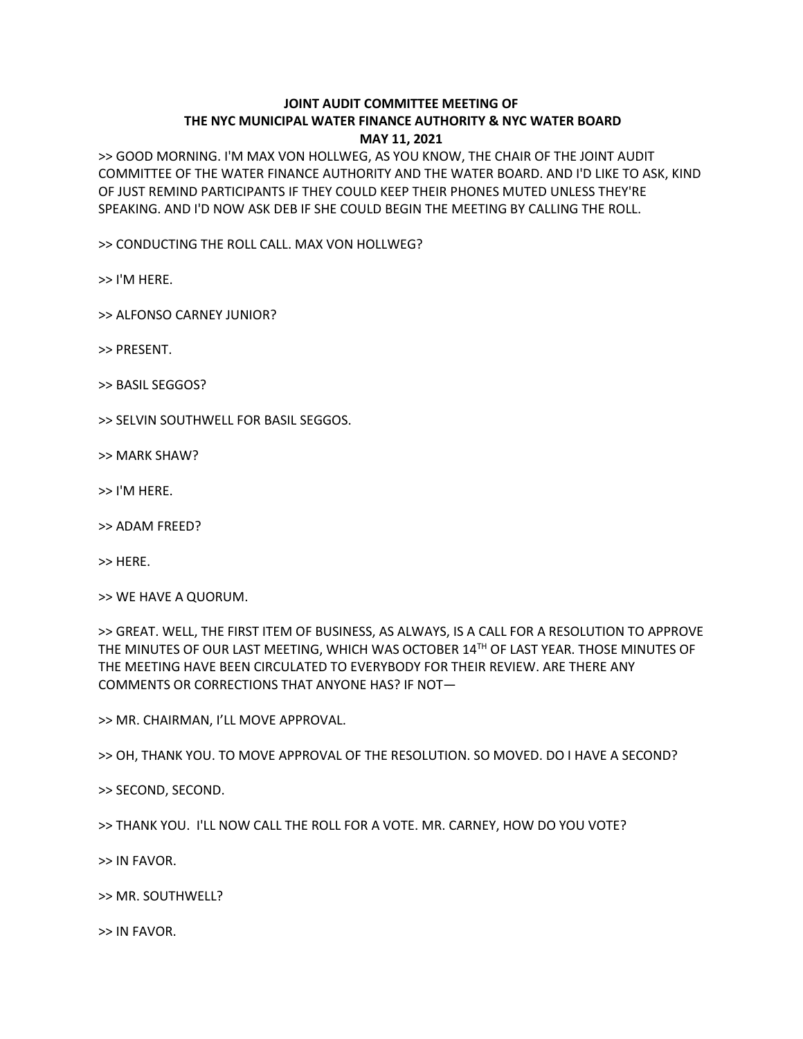**JOINT AUDIT COMMITTEE MEETING OF**
**THE NYC MUNICIPAL WATER FINANCE AUTHORITY & NYC WATER BOARD**
**MAY 11, 2021**

>> GOOD MORNING. I'M MAX VON HOLLWEG, AS YOU KNOW, THE CHAIR OF THE JOINT AUDIT COMMITTEE OF THE WATER FINANCE AUTHORITY AND THE WATER BOARD. AND I'D LIKE TO ASK, KIND OF JUST REMIND PARTICIPANTS IF THEY COULD KEEP THEIR PHONES MUTED UNLESS THEY'RE SPEAKING. AND I'D NOW ASK DEB IF SHE COULD BEGIN THE MEETING BY CALLING THE ROLL.

>> CONDUCTING THE ROLL CALL. MAX VON HOLLWEG?

>> I'M HERE.

>> ALFONSO CARNEY JUNIOR?

>> PRESENT.

>> BASIL SEGGOS?

>> SELVIN SOUTHWELL FOR BASIL SEGGOS.

>> MARK SHAW?

>> I'M HERE.

>> ADAM FREED?

>> HERE.

>> WE HAVE A QUORUM.

>> GREAT. WELL, THE FIRST ITEM OF BUSINESS, AS ALWAYS, IS A CALL FOR A RESOLUTION TO APPROVE THE MINUTES OF OUR LAST MEETING, WHICH WAS OCTOBER 14TH OF LAST YEAR. THOSE MINUTES OF THE MEETING HAVE BEEN CIRCULATED TO EVERYBODY FOR THEIR REVIEW. ARE THERE ANY COMMENTS OR CORRECTIONS THAT ANYONE HAS? IF NOT—

>> MR. CHAIRMAN, I'LL MOVE APPROVAL.

>> OH, THANK YOU. TO MOVE APPROVAL OF THE RESOLUTION. SO MOVED. DO I HAVE A SECOND?

>> SECOND, SECOND.

>> THANK YOU. I'LL NOW CALL THE ROLL FOR A VOTE. MR. CARNEY, HOW DO YOU VOTE?

>> IN FAVOR.

>> MR. SOUTHWELL?

>> IN FAVOR.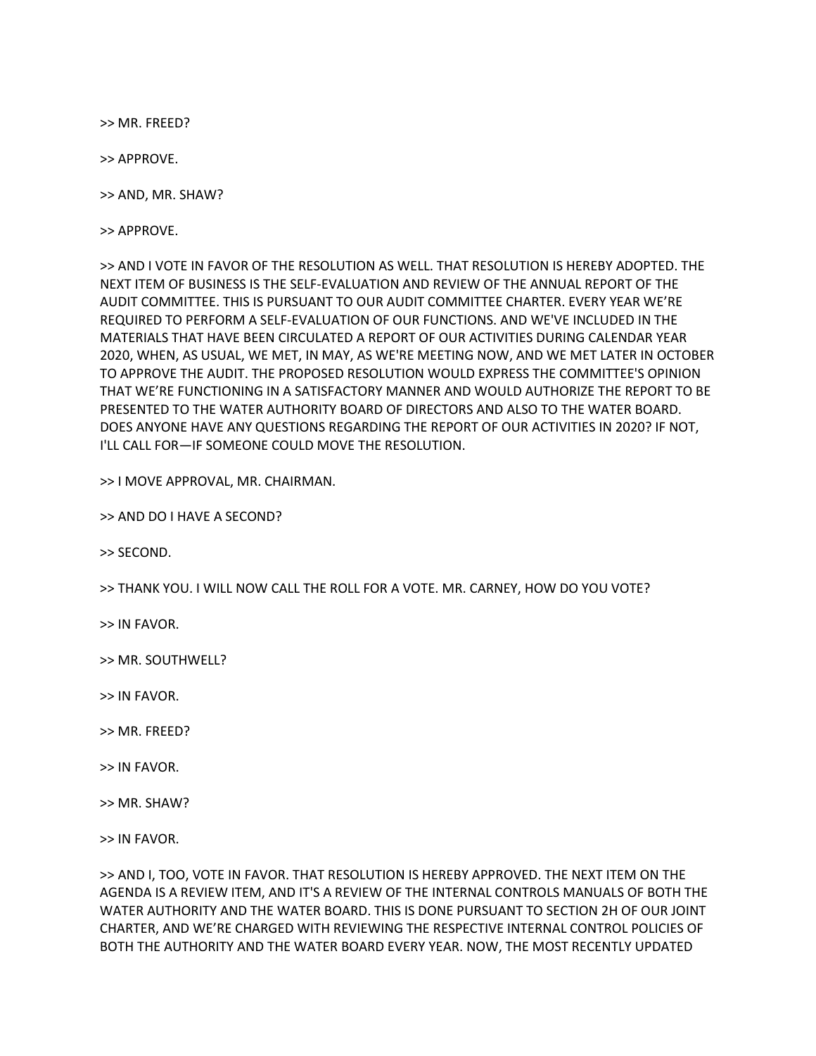>> MR. FREED?

>> APPROVE.

>> AND, MR. SHAW?

>> APPROVE.

>> AND I VOTE IN FAVOR OF THE RESOLUTION AS WELL. THAT RESOLUTION IS HEREBY ADOPTED. THE NEXT ITEM OF BUSINESS IS THE SELF-EVALUATION AND REVIEW OF THE ANNUAL REPORT OF THE AUDIT COMMITTEE. THIS IS PURSUANT TO OUR AUDIT COMMITTEE CHARTER. EVERY YEAR WE'RE REQUIRED TO PERFORM A SELF-EVALUATION OF OUR FUNCTIONS. AND WE'VE INCLUDED IN THE MATERIALS THAT HAVE BEEN CIRCULATED A REPORT OF OUR ACTIVITIES DURING CALENDAR YEAR 2020, WHEN, AS USUAL, WE MET, IN MAY, AS WE'RE MEETING NOW, AND WE MET LATER IN OCTOBER TO APPROVE THE AUDIT. THE PROPOSED RESOLUTION WOULD EXPRESS THE COMMITTEE'S OPINION THAT WE'RE FUNCTIONING IN A SATISFACTORY MANNER AND WOULD AUTHORIZE THE REPORT TO BE PRESENTED TO THE WATER AUTHORITY BOARD OF DIRECTORS AND ALSO TO THE WATER BOARD. DOES ANYONE HAVE ANY QUESTIONS REGARDING THE REPORT OF OUR ACTIVITIES IN 2020? IF NOT, I'LL CALL FOR—IF SOMEONE COULD MOVE THE RESOLUTION.

>> I MOVE APPROVAL, MR. CHAIRMAN.

>> AND DO I HAVE A SECOND?

>> SECOND.

>> THANK YOU. I WILL NOW CALL THE ROLL FOR A VOTE. MR. CARNEY, HOW DO YOU VOTE?

>> IN FAVOR.

>> MR. SOUTHWELL?

>> IN FAVOR.

>> MR. FREED?

>> IN FAVOR.

>> MR. SHAW?

>> IN FAVOR.

>> AND I, TOO, VOTE IN FAVOR. THAT RESOLUTION IS HEREBY APPROVED. THE NEXT ITEM ON THE AGENDA IS A REVIEW ITEM, AND IT'S A REVIEW OF THE INTERNAL CONTROLS MANUALS OF BOTH THE WATER AUTHORITY AND THE WATER BOARD. THIS IS DONE PURSUANT TO SECTION 2H OF OUR JOINT CHARTER, AND WE'RE CHARGED WITH REVIEWING THE RESPECTIVE INTERNAL CONTROL POLICIES OF BOTH THE AUTHORITY AND THE WATER BOARD EVERY YEAR. NOW, THE MOST RECENTLY UPDATED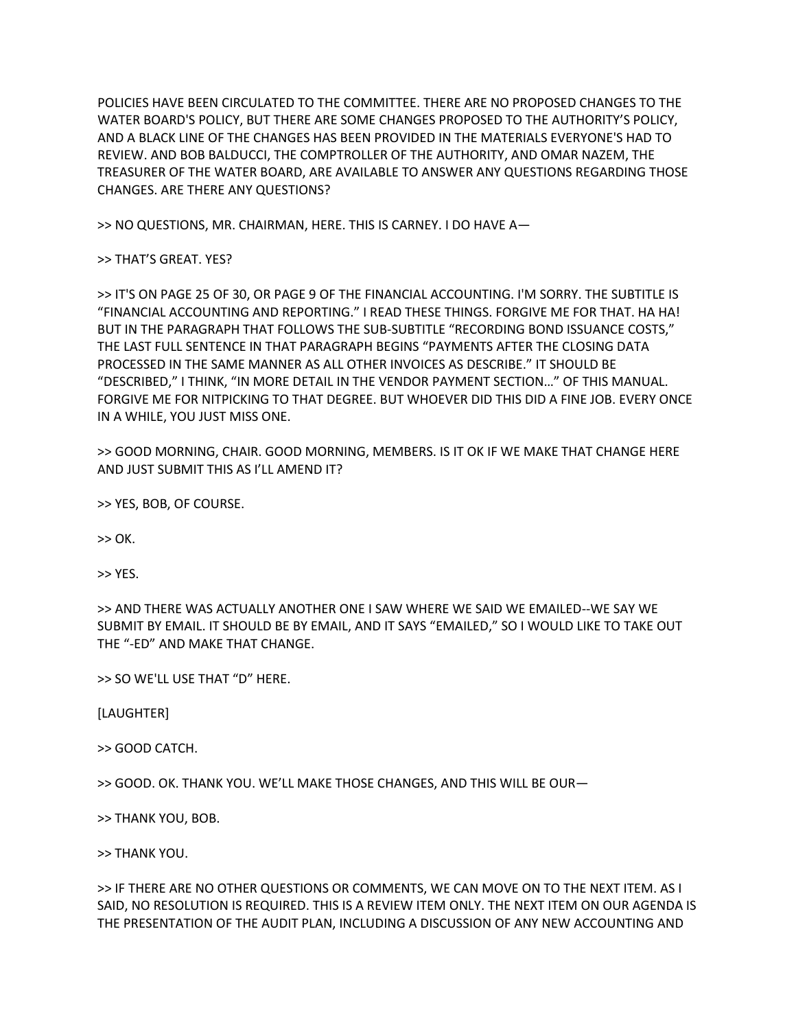POLICIES HAVE BEEN CIRCULATED TO THE COMMITTEE. THERE ARE NO PROPOSED CHANGES TO THE WATER BOARD'S POLICY, BUT THERE ARE SOME CHANGES PROPOSED TO THE AUTHORITY'S POLICY, AND A BLACK LINE OF THE CHANGES HAS BEEN PROVIDED IN THE MATERIALS EVERYONE'S HAD TO REVIEW. AND BOB BALDUCCI, THE COMPTROLLER OF THE AUTHORITY, AND OMAR NAZEM, THE TREASURER OF THE WATER BOARD, ARE AVAILABLE TO ANSWER ANY QUESTIONS REGARDING THOSE CHANGES. ARE THERE ANY QUESTIONS?

>> NO QUESTIONS, MR. CHAIRMAN, HERE. THIS IS CARNEY. I DO HAVE A—

>> THAT'S GREAT. YES?

>> IT'S ON PAGE 25 OF 30, OR PAGE 9 OF THE FINANCIAL ACCOUNTING. I'M SORRY. THE SUBTITLE IS "FINANCIAL ACCOUNTING AND REPORTING." I READ THESE THINGS. FORGIVE ME FOR THAT. HA HA! BUT IN THE PARAGRAPH THAT FOLLOWS THE SUB-SUBTITLE "RECORDING BOND ISSUANCE COSTS," THE LAST FULL SENTENCE IN THAT PARAGRAPH BEGINS "PAYMENTS AFTER THE CLOSING DATA PROCESSED IN THE SAME MANNER AS ALL OTHER INVOICES AS DESCRIBE." IT SHOULD BE "DESCRIBED," I THINK, "IN MORE DETAIL IN THE VENDOR PAYMENT SECTION…" OF THIS MANUAL. FORGIVE ME FOR NITPICKING TO THAT DEGREE. BUT WHOEVER DID THIS DID A FINE JOB. EVERY ONCE IN A WHILE, YOU JUST MISS ONE.

>> GOOD MORNING, CHAIR. GOOD MORNING, MEMBERS. IS IT OK IF WE MAKE THAT CHANGE HERE AND JUST SUBMIT THIS AS I'LL AMEND IT?

>> YES, BOB, OF COURSE.

>> OK.

>> YES.

>> AND THERE WAS ACTUALLY ANOTHER ONE I SAW WHERE WE SAID WE EMAILED--WE SAY WE SUBMIT BY EMAIL. IT SHOULD BE BY EMAIL, AND IT SAYS "EMAILED," SO I WOULD LIKE TO TAKE OUT THE "-ED" AND MAKE THAT CHANGE.

>> SO WE'LL USE THAT "D" HERE.

[LAUGHTER]

>> GOOD CATCH.

>> GOOD. OK. THANK YOU. WE'LL MAKE THOSE CHANGES, AND THIS WILL BE OUR—

>> THANK YOU, BOB.

>> THANK YOU.

>> IF THERE ARE NO OTHER QUESTIONS OR COMMENTS, WE CAN MOVE ON TO THE NEXT ITEM. AS I SAID, NO RESOLUTION IS REQUIRED. THIS IS A REVIEW ITEM ONLY. THE NEXT ITEM ON OUR AGENDA IS THE PRESENTATION OF THE AUDIT PLAN, INCLUDING A DISCUSSION OF ANY NEW ACCOUNTING AND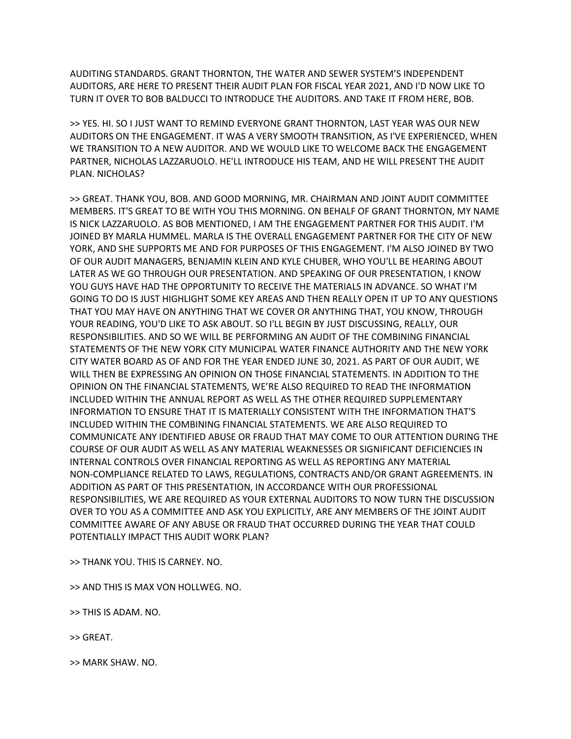AUDITING STANDARDS. GRANT THORNTON, THE WATER AND SEWER SYSTEM'S INDEPENDENT AUDITORS, ARE HERE TO PRESENT THEIR AUDIT PLAN FOR FISCAL YEAR 2021, AND I'D NOW LIKE TO TURN IT OVER TO BOB BALDUCCI TO INTRODUCE THE AUDITORS. AND TAKE IT FROM HERE, BOB.

>> YES. HI. SO I JUST WANT TO REMIND EVERYONE GRANT THORNTON, LAST YEAR WAS OUR NEW AUDITORS ON THE ENGAGEMENT. IT WAS A VERY SMOOTH TRANSITION, AS I'VE EXPERIENCED, WHEN WE TRANSITION TO A NEW AUDITOR. AND WE WOULD LIKE TO WELCOME BACK THE ENGAGEMENT PARTNER, NICHOLAS LAZZARUOLO. HE'LL INTRODUCE HIS TEAM, AND HE WILL PRESENT THE AUDIT PLAN. NICHOLAS?

>> GREAT. THANK YOU, BOB. AND GOOD MORNING, MR. CHAIRMAN AND JOINT AUDIT COMMITTEE MEMBERS. IT'S GREAT TO BE WITH YOU THIS MORNING. ON BEHALF OF GRANT THORNTON, MY NAME IS NICK LAZZARUOLO. AS BOB MENTIONED, I AM THE ENGAGEMENT PARTNER FOR THIS AUDIT. I'M JOINED BY MARLA HUMMEL. MARLA IS THE OVERALL ENGAGEMENT PARTNER FOR THE CITY OF NEW YORK, AND SHE SUPPORTS ME AND FOR PURPOSES OF THIS ENGAGEMENT. I'M ALSO JOINED BY TWO OF OUR AUDIT MANAGERS, BENJAMIN KLEIN AND KYLE CHUBER, WHO YOU'LL BE HEARING ABOUT LATER AS WE GO THROUGH OUR PRESENTATION. AND SPEAKING OF OUR PRESENTATION, I KNOW YOU GUYS HAVE HAD THE OPPORTUNITY TO RECEIVE THE MATERIALS IN ADVANCE. SO WHAT I'M GOING TO DO IS JUST HIGHLIGHT SOME KEY AREAS AND THEN REALLY OPEN IT UP TO ANY QUESTIONS THAT YOU MAY HAVE ON ANYTHING THAT WE COVER OR ANYTHING THAT, YOU KNOW, THROUGH YOUR READING, YOU'D LIKE TO ASK ABOUT. SO I'LL BEGIN BY JUST DISCUSSING, REALLY, OUR RESPONSIBILITIES. AND SO WE WILL BE PERFORMING AN AUDIT OF THE COMBINING FINANCIAL STATEMENTS OF THE NEW YORK CITY MUNICIPAL WATER FINANCE AUTHORITY AND THE NEW YORK CITY WATER BOARD AS OF AND FOR THE YEAR ENDED JUNE 30, 2021. AS PART OF OUR AUDIT, WE WILL THEN BE EXPRESSING AN OPINION ON THOSE FINANCIAL STATEMENTS. IN ADDITION TO THE OPINION ON THE FINANCIAL STATEMENTS, WE'RE ALSO REQUIRED TO READ THE INFORMATION INCLUDED WITHIN THE ANNUAL REPORT AS WELL AS THE OTHER REQUIRED SUPPLEMENTARY INFORMATION TO ENSURE THAT IT IS MATERIALLY CONSISTENT WITH THE INFORMATION THAT'S INCLUDED WITHIN THE COMBINING FINANCIAL STATEMENTS. WE ARE ALSO REQUIRED TO COMMUNICATE ANY IDENTIFIED ABUSE OR FRAUD THAT MAY COME TO OUR ATTENTION DURING THE COURSE OF OUR AUDIT AS WELL AS ANY MATERIAL WEAKNESSES OR SIGNIFICANT DEFICIENCIES IN INTERNAL CONTROLS OVER FINANCIAL REPORTING AS WELL AS REPORTING ANY MATERIAL NON-COMPLIANCE RELATED TO LAWS, REGULATIONS, CONTRACTS AND/OR GRANT AGREEMENTS. IN ADDITION AS PART OF THIS PRESENTATION, IN ACCORDANCE WITH OUR PROFESSIONAL RESPONSIBILITIES, WE ARE REQUIRED AS YOUR EXTERNAL AUDITORS TO NOW TURN THE DISCUSSION OVER TO YOU AS A COMMITTEE AND ASK YOU EXPLICITLY, ARE ANY MEMBERS OF THE JOINT AUDIT COMMITTEE AWARE OF ANY ABUSE OR FRAUD THAT OCCURRED DURING THE YEAR THAT COULD POTENTIALLY IMPACT THIS AUDIT WORK PLAN?

>> THANK YOU. THIS IS CARNEY. NO.

>> AND THIS IS MAX VON HOLLWEG. NO.

>> THIS IS ADAM. NO.

>> GREAT.

>> MARK SHAW. NO.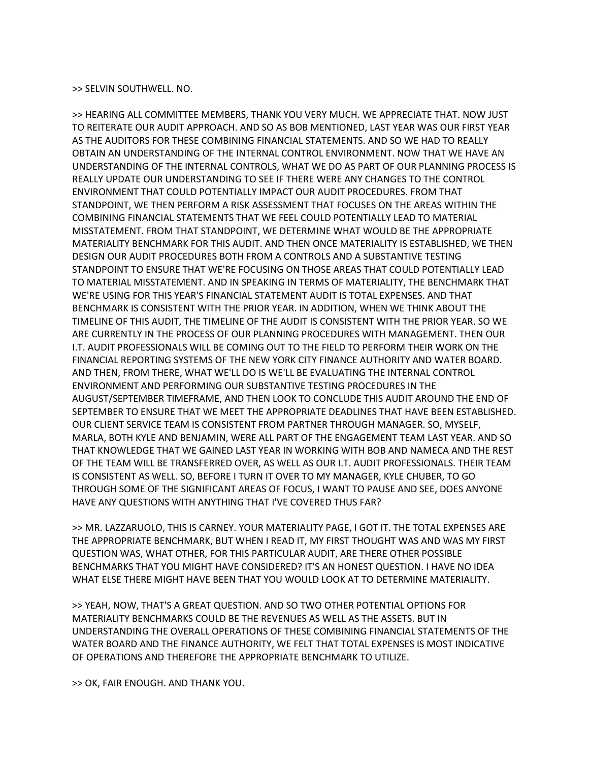>> SELVIN SOUTHWELL. NO.

>> HEARING ALL COMMITTEE MEMBERS, THANK YOU VERY MUCH. WE APPRECIATE THAT. NOW JUST TO REITERATE OUR AUDIT APPROACH. AND SO AS BOB MENTIONED, LAST YEAR WAS OUR FIRST YEAR AS THE AUDITORS FOR THESE COMBINING FINANCIAL STATEMENTS. AND SO WE HAD TO REALLY OBTAIN AN UNDERSTANDING OF THE INTERNAL CONTROL ENVIRONMENT. NOW THAT WE HAVE AN UNDERSTANDING OF THE INTERNAL CONTROLS, WHAT WE DO AS PART OF OUR PLANNING PROCESS IS REALLY UPDATE OUR UNDERSTANDING TO SEE IF THERE WERE ANY CHANGES TO THE CONTROL ENVIRONMENT THAT COULD POTENTIALLY IMPACT OUR AUDIT PROCEDURES. FROM THAT STANDPOINT, WE THEN PERFORM A RISK ASSESSMENT THAT FOCUSES ON THE AREAS WITHIN THE COMBINING FINANCIAL STATEMENTS THAT WE FEEL COULD POTENTIALLY LEAD TO MATERIAL MISSTATEMENT. FROM THAT STANDPOINT, WE DETERMINE WHAT WOULD BE THE APPROPRIATE MATERIALITY BENCHMARK FOR THIS AUDIT. AND THEN ONCE MATERIALITY IS ESTABLISHED, WE THEN DESIGN OUR AUDIT PROCEDURES BOTH FROM A CONTROLS AND A SUBSTANTIVE TESTING STANDPOINT TO ENSURE THAT WE'RE FOCUSING ON THOSE AREAS THAT COULD POTENTIALLY LEAD TO MATERIAL MISSTATEMENT. AND IN SPEAKING IN TERMS OF MATERIALITY, THE BENCHMARK THAT WE'RE USING FOR THIS YEAR'S FINANCIAL STATEMENT AUDIT IS TOTAL EXPENSES. AND THAT BENCHMARK IS CONSISTENT WITH THE PRIOR YEAR. IN ADDITION, WHEN WE THINK ABOUT THE TIMELINE OF THIS AUDIT, THE TIMELINE OF THE AUDIT IS CONSISTENT WITH THE PRIOR YEAR. SO WE ARE CURRENTLY IN THE PROCESS OF OUR PLANNING PROCEDURES WITH MANAGEMENT. THEN OUR I.T. AUDIT PROFESSIONALS WILL BE COMING OUT TO THE FIELD TO PERFORM THEIR WORK ON THE FINANCIAL REPORTING SYSTEMS OF THE NEW YORK CITY FINANCE AUTHORITY AND WATER BOARD. AND THEN, FROM THERE, WHAT WE'LL DO IS WE'LL BE EVALUATING THE INTERNAL CONTROL ENVIRONMENT AND PERFORMING OUR SUBSTANTIVE TESTING PROCEDURES IN THE AUGUST/SEPTEMBER TIMEFRAME, AND THEN LOOK TO CONCLUDE THIS AUDIT AROUND THE END OF SEPTEMBER TO ENSURE THAT WE MEET THE APPROPRIATE DEADLINES THAT HAVE BEEN ESTABLISHED. OUR CLIENT SERVICE TEAM IS CONSISTENT FROM PARTNER THROUGH MANAGER. SO, MYSELF, MARLA, BOTH KYLE AND BENJAMIN, WERE ALL PART OF THE ENGAGEMENT TEAM LAST YEAR. AND SO THAT KNOWLEDGE THAT WE GAINED LAST YEAR IN WORKING WITH BOB AND NAMECA AND THE REST OF THE TEAM WILL BE TRANSFERRED OVER, AS WELL AS OUR I.T. AUDIT PROFESSIONALS. THEIR TEAM IS CONSISTENT AS WELL. SO, BEFORE I TURN IT OVER TO MY MANAGER, KYLE CHUBER, TO GO THROUGH SOME OF THE SIGNIFICANT AREAS OF FOCUS, I WANT TO PAUSE AND SEE, DOES ANYONE HAVE ANY QUESTIONS WITH ANYTHING THAT I'VE COVERED THUS FAR?

>> MR. LAZZARUOLO, THIS IS CARNEY. YOUR MATERIALITY PAGE, I GOT IT. THE TOTAL EXPENSES ARE THE APPROPRIATE BENCHMARK, BUT WHEN I READ IT, MY FIRST THOUGHT WAS AND WAS MY FIRST QUESTION WAS, WHAT OTHER, FOR THIS PARTICULAR AUDIT, ARE THERE OTHER POSSIBLE BENCHMARKS THAT YOU MIGHT HAVE CONSIDERED? IT'S AN HONEST QUESTION. I HAVE NO IDEA WHAT ELSE THERE MIGHT HAVE BEEN THAT YOU WOULD LOOK AT TO DETERMINE MATERIALITY.

>> YEAH, NOW, THAT'S A GREAT QUESTION. AND SO TWO OTHER POTENTIAL OPTIONS FOR MATERIALITY BENCHMARKS COULD BE THE REVENUES AS WELL AS THE ASSETS. BUT IN UNDERSTANDING THE OVERALL OPERATIONS OF THESE COMBINING FINANCIAL STATEMENTS OF THE WATER BOARD AND THE FINANCE AUTHORITY, WE FELT THAT TOTAL EXPENSES IS MOST INDICATIVE OF OPERATIONS AND THEREFORE THE APPROPRIATE BENCHMARK TO UTILIZE.

>> OK, FAIR ENOUGH. AND THANK YOU.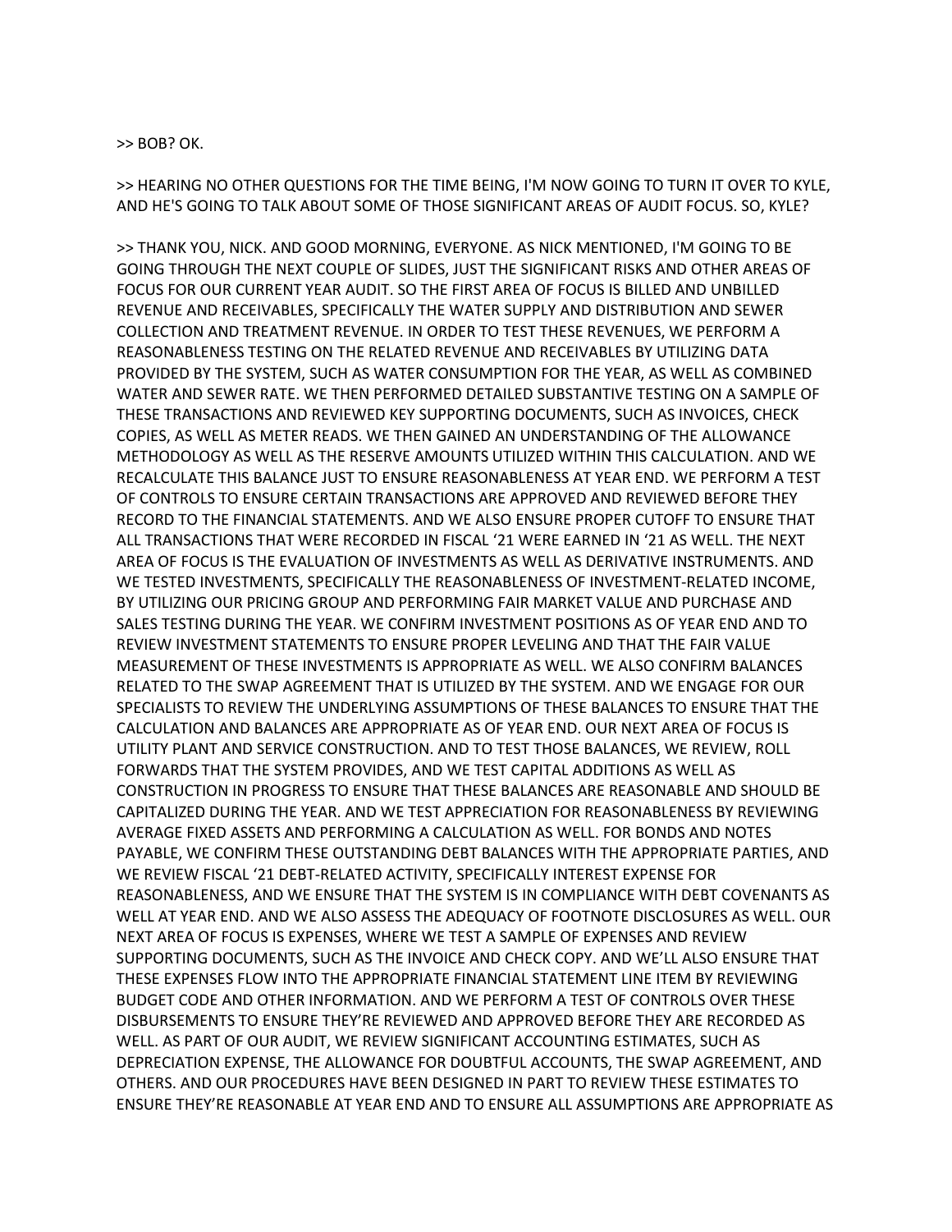>> BOB? OK.

>> HEARING NO OTHER QUESTIONS FOR THE TIME BEING, I'M NOW GOING TO TURN IT OVER TO KYLE, AND HE'S GOING TO TALK ABOUT SOME OF THOSE SIGNIFICANT AREAS OF AUDIT FOCUS. SO, KYLE?

>> THANK YOU, NICK. AND GOOD MORNING, EVERYONE. AS NICK MENTIONED, I'M GOING TO BE GOING THROUGH THE NEXT COUPLE OF SLIDES, JUST THE SIGNIFICANT RISKS AND OTHER AREAS OF FOCUS FOR OUR CURRENT YEAR AUDIT. SO THE FIRST AREA OF FOCUS IS BILLED AND UNBILLED REVENUE AND RECEIVABLES, SPECIFICALLY THE WATER SUPPLY AND DISTRIBUTION AND SEWER COLLECTION AND TREATMENT REVENUE. IN ORDER TO TEST THESE REVENUES, WE PERFORM A REASONABLENESS TESTING ON THE RELATED REVENUE AND RECEIVABLES BY UTILIZING DATA PROVIDED BY THE SYSTEM, SUCH AS WATER CONSUMPTION FOR THE YEAR, AS WELL AS COMBINED WATER AND SEWER RATE. WE THEN PERFORMED DETAILED SUBSTANTIVE TESTING ON A SAMPLE OF THESE TRANSACTIONS AND REVIEWED KEY SUPPORTING DOCUMENTS, SUCH AS INVOICES, CHECK COPIES, AS WELL AS METER READS. WE THEN GAINED AN UNDERSTANDING OF THE ALLOWANCE METHODOLOGY AS WELL AS THE RESERVE AMOUNTS UTILIZED WITHIN THIS CALCULATION. AND WE RECALCULATE THIS BALANCE JUST TO ENSURE REASONABLENESS AT YEAR END. WE PERFORM A TEST OF CONTROLS TO ENSURE CERTAIN TRANSACTIONS ARE APPROVED AND REVIEWED BEFORE THEY RECORD TO THE FINANCIAL STATEMENTS. AND WE ALSO ENSURE PROPER CUTOFF TO ENSURE THAT ALL TRANSACTIONS THAT WERE RECORDED IN FISCAL '21 WERE EARNED IN '21 AS WELL. THE NEXT AREA OF FOCUS IS THE EVALUATION OF INVESTMENTS AS WELL AS DERIVATIVE INSTRUMENTS. AND WE TESTED INVESTMENTS, SPECIFICALLY THE REASONABLENESS OF INVESTMENT-RELATED INCOME, BY UTILIZING OUR PRICING GROUP AND PERFORMING FAIR MARKET VALUE AND PURCHASE AND SALES TESTING DURING THE YEAR. WE CONFIRM INVESTMENT POSITIONS AS OF YEAR END AND TO REVIEW INVESTMENT STATEMENTS TO ENSURE PROPER LEVELING AND THAT THE FAIR VALUE MEASUREMENT OF THESE INVESTMENTS IS APPROPRIATE AS WELL. WE ALSO CONFIRM BALANCES RELATED TO THE SWAP AGREEMENT THAT IS UTILIZED BY THE SYSTEM. AND WE ENGAGE FOR OUR SPECIALISTS TO REVIEW THE UNDERLYING ASSUMPTIONS OF THESE BALANCES TO ENSURE THAT THE CALCULATION AND BALANCES ARE APPROPRIATE AS OF YEAR END. OUR NEXT AREA OF FOCUS IS UTILITY PLANT AND SERVICE CONSTRUCTION. AND TO TEST THOSE BALANCES, WE REVIEW, ROLL FORWARDS THAT THE SYSTEM PROVIDES, AND WE TEST CAPITAL ADDITIONS AS WELL AS CONSTRUCTION IN PROGRESS TO ENSURE THAT THESE BALANCES ARE REASONABLE AND SHOULD BE CAPITALIZED DURING THE YEAR. AND WE TEST APPRECIATION FOR REASONABLENESS BY REVIEWING AVERAGE FIXED ASSETS AND PERFORMING A CALCULATION AS WELL. FOR BONDS AND NOTES PAYABLE, WE CONFIRM THESE OUTSTANDING DEBT BALANCES WITH THE APPROPRIATE PARTIES, AND WE REVIEW FISCAL '21 DEBT-RELATED ACTIVITY, SPECIFICALLY INTEREST EXPENSE FOR REASONABLENESS, AND WE ENSURE THAT THE SYSTEM IS IN COMPLIANCE WITH DEBT COVENANTS AS WELL AT YEAR END. AND WE ALSO ASSESS THE ADEQUACY OF FOOTNOTE DISCLOSURES AS WELL. OUR NEXT AREA OF FOCUS IS EXPENSES, WHERE WE TEST A SAMPLE OF EXPENSES AND REVIEW SUPPORTING DOCUMENTS, SUCH AS THE INVOICE AND CHECK COPY. AND WE'LL ALSO ENSURE THAT THESE EXPENSES FLOW INTO THE APPROPRIATE FINANCIAL STATEMENT LINE ITEM BY REVIEWING BUDGET CODE AND OTHER INFORMATION. AND WE PERFORM A TEST OF CONTROLS OVER THESE DISBURSEMENTS TO ENSURE THEY'RE REVIEWED AND APPROVED BEFORE THEY ARE RECORDED AS WELL. AS PART OF OUR AUDIT, WE REVIEW SIGNIFICANT ACCOUNTING ESTIMATES, SUCH AS DEPRECIATION EXPENSE, THE ALLOWANCE FOR DOUBTFUL ACCOUNTS, THE SWAP AGREEMENT, AND OTHERS. AND OUR PROCEDURES HAVE BEEN DESIGNED IN PART TO REVIEW THESE ESTIMATES TO ENSURE THEY'RE REASONABLE AT YEAR END AND TO ENSURE ALL ASSUMPTIONS ARE APPROPRIATE AS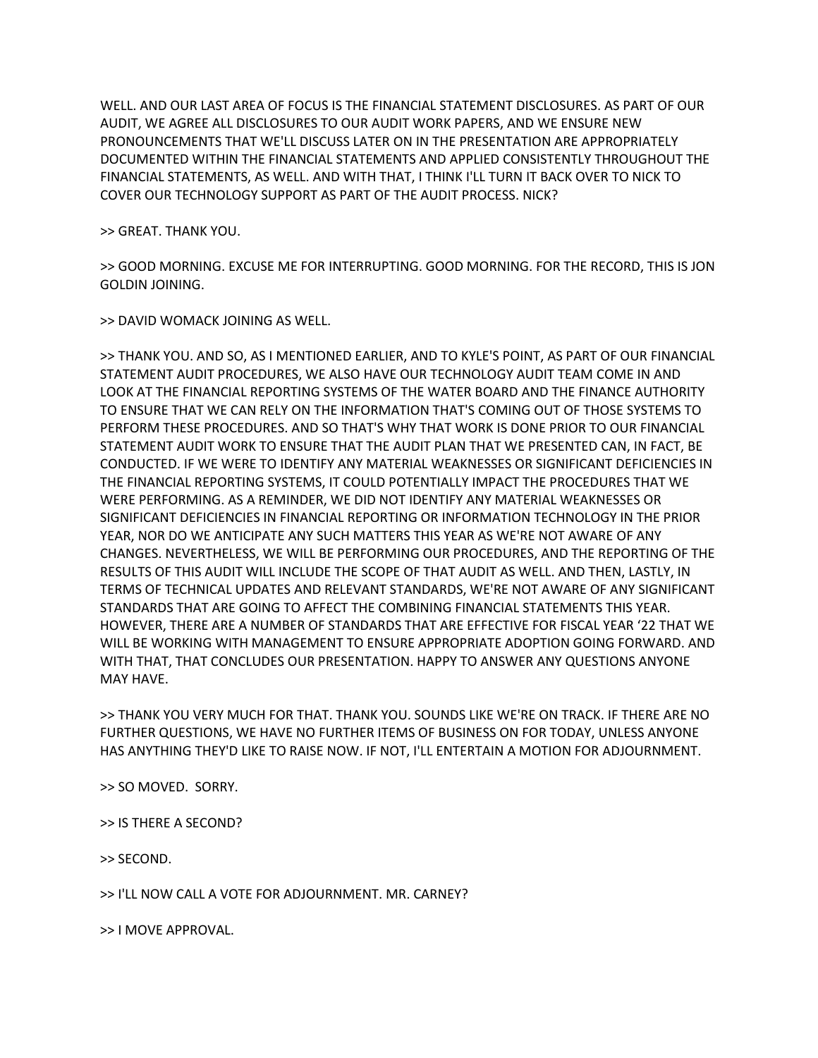WELL. AND OUR LAST AREA OF FOCUS IS THE FINANCIAL STATEMENT DISCLOSURES. AS PART OF OUR AUDIT, WE AGREE ALL DISCLOSURES TO OUR AUDIT WORK PAPERS, AND WE ENSURE NEW PRONOUNCEMENTS THAT WE'LL DISCUSS LATER ON IN THE PRESENTATION ARE APPROPRIATELY DOCUMENTED WITHIN THE FINANCIAL STATEMENTS AND APPLIED CONSISTENTLY THROUGHOUT THE FINANCIAL STATEMENTS, AS WELL. AND WITH THAT, I THINK I'LL TURN IT BACK OVER TO NICK TO COVER OUR TECHNOLOGY SUPPORT AS PART OF THE AUDIT PROCESS. NICK?

>> GREAT. THANK YOU.

>> GOOD MORNING. EXCUSE ME FOR INTERRUPTING. GOOD MORNING. FOR THE RECORD, THIS IS JON GOLDIN JOINING.

>> DAVID WOMACK JOINING AS WELL.

>> THANK YOU. AND SO, AS I MENTIONED EARLIER, AND TO KYLE'S POINT, AS PART OF OUR FINANCIAL STATEMENT AUDIT PROCEDURES, WE ALSO HAVE OUR TECHNOLOGY AUDIT TEAM COME IN AND LOOK AT THE FINANCIAL REPORTING SYSTEMS OF THE WATER BOARD AND THE FINANCE AUTHORITY TO ENSURE THAT WE CAN RELY ON THE INFORMATION THAT'S COMING OUT OF THOSE SYSTEMS TO PERFORM THESE PROCEDURES. AND SO THAT'S WHY THAT WORK IS DONE PRIOR TO OUR FINANCIAL STATEMENT AUDIT WORK TO ENSURE THAT THE AUDIT PLAN THAT WE PRESENTED CAN, IN FACT, BE CONDUCTED. IF WE WERE TO IDENTIFY ANY MATERIAL WEAKNESSES OR SIGNIFICANT DEFICIENCIES IN THE FINANCIAL REPORTING SYSTEMS, IT COULD POTENTIALLY IMPACT THE PROCEDURES THAT WE WERE PERFORMING. AS A REMINDER, WE DID NOT IDENTIFY ANY MATERIAL WEAKNESSES OR SIGNIFICANT DEFICIENCIES IN FINANCIAL REPORTING OR INFORMATION TECHNOLOGY IN THE PRIOR YEAR, NOR DO WE ANTICIPATE ANY SUCH MATTERS THIS YEAR AS WE'RE NOT AWARE OF ANY CHANGES. NEVERTHELESS, WE WILL BE PERFORMING OUR PROCEDURES, AND THE REPORTING OF THE RESULTS OF THIS AUDIT WILL INCLUDE THE SCOPE OF THAT AUDIT AS WELL. AND THEN, LASTLY, IN TERMS OF TECHNICAL UPDATES AND RELEVANT STANDARDS, WE'RE NOT AWARE OF ANY SIGNIFICANT STANDARDS THAT ARE GOING TO AFFECT THE COMBINING FINANCIAL STATEMENTS THIS YEAR. HOWEVER, THERE ARE A NUMBER OF STANDARDS THAT ARE EFFECTIVE FOR FISCAL YEAR '22 THAT WE WILL BE WORKING WITH MANAGEMENT TO ENSURE APPROPRIATE ADOPTION GOING FORWARD. AND WITH THAT, THAT CONCLUDES OUR PRESENTATION. HAPPY TO ANSWER ANY QUESTIONS ANYONE MAY HAVE.

>> THANK YOU VERY MUCH FOR THAT. THANK YOU. SOUNDS LIKE WE'RE ON TRACK. IF THERE ARE NO FURTHER QUESTIONS, WE HAVE NO FURTHER ITEMS OF BUSINESS ON FOR TODAY, UNLESS ANYONE HAS ANYTHING THEY'D LIKE TO RAISE NOW. IF NOT, I'LL ENTERTAIN A MOTION FOR ADJOURNMENT.

>> SO MOVED. SORRY.

>> IS THERE A SECOND?

>> SECOND.

>> I'LL NOW CALL A VOTE FOR ADJOURNMENT. MR. CARNEY?

>> I MOVE APPROVAL.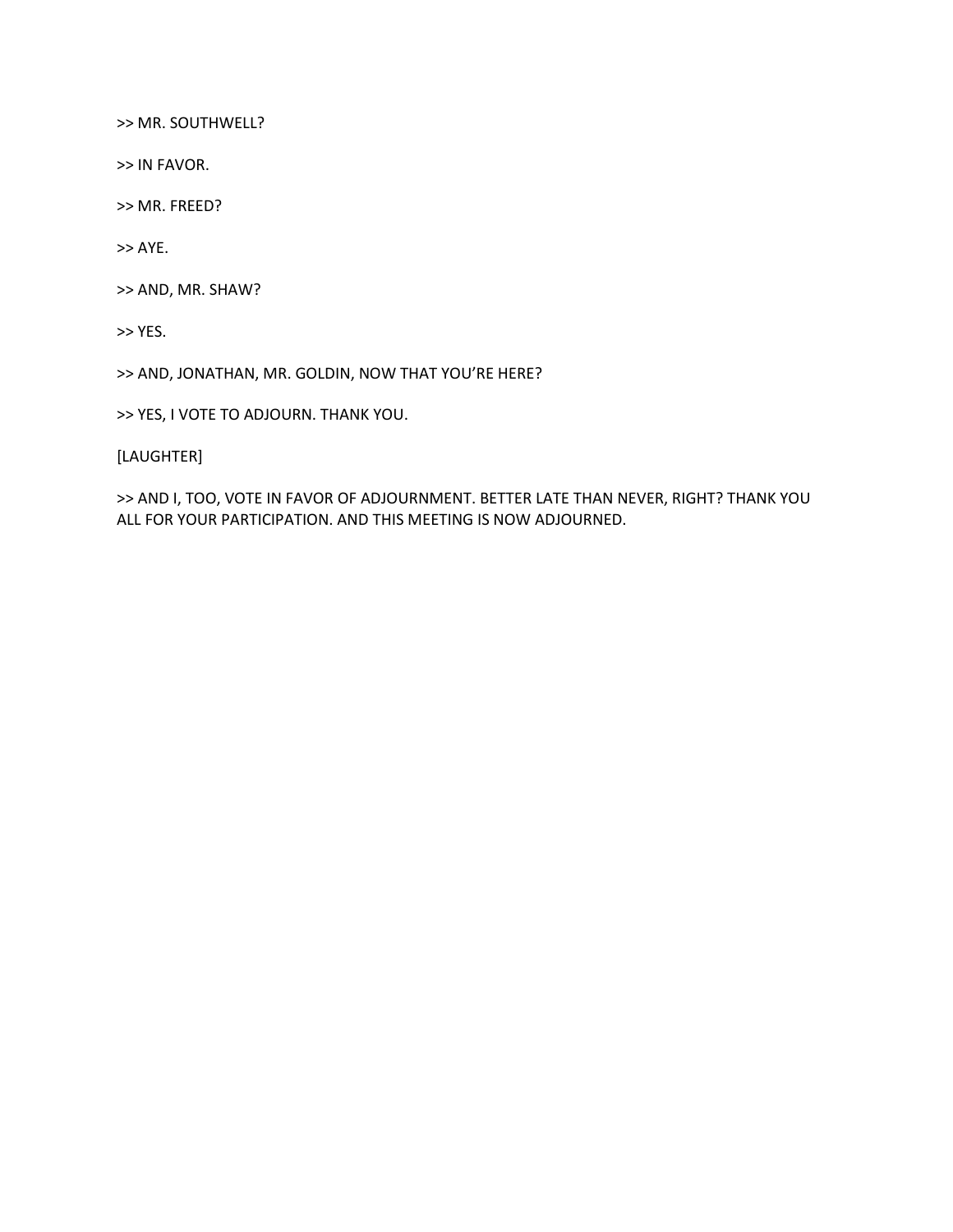>> MR. SOUTHWELL?

>> IN FAVOR.

>> MR. FREED?

>> AYE.

>> AND, MR. SHAW?

>> YES.

>> AND, JONATHAN, MR. GOLDIN, NOW THAT YOU'RE HERE?

>> YES, I VOTE TO ADJOURN. THANK YOU.

[LAUGHTER]

>> AND I, TOO, VOTE IN FAVOR OF ADJOURNMENT. BETTER LATE THAN NEVER, RIGHT? THANK YOU ALL FOR YOUR PARTICIPATION. AND THIS MEETING IS NOW ADJOURNED.